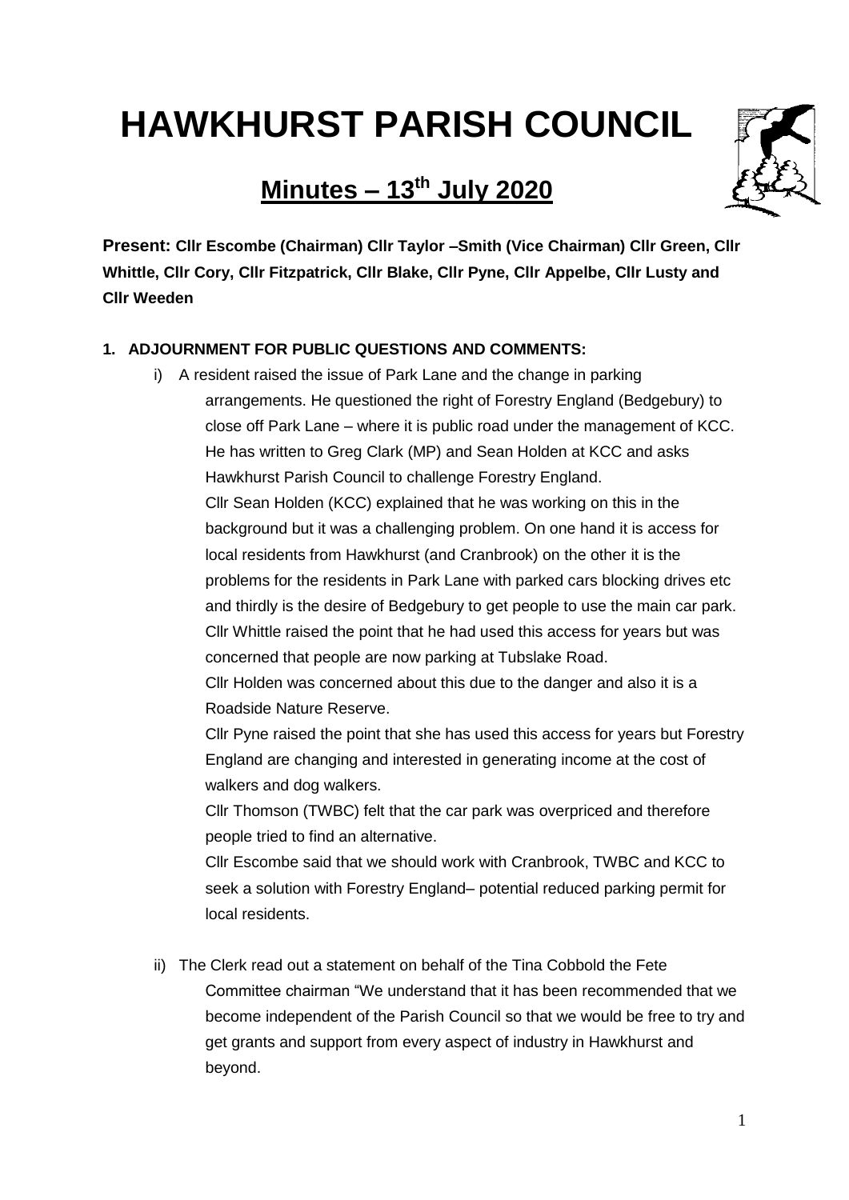# HAWKHURST PARISH COUNCIL

## Minutes – 13th July 2020

**Present: Cllr Escombe (Chairman) Cllr Taylor –Smith (Vice Chairman) Cllr Green, Cllr Whittle, Cllr Cory, Cllr Fitzpatrick, Cllr Blake, Cllr Pyne, Cllr Appelbe, Cllr Lusty and Cllr Weeden**

**1. ADJOURNMENT FOR PUBLIC QUESTIONS AND COMMENTS:**

i) A resident raised the issue of Park Lane and the change in parking arrangements. He questioned the right of Forestry England (Bedgebury) to close off Park Lane – where it is public road under the management of KCC. He has written to Greg Clark (MP) and Sean Holden at KCC and asks Hawkhurst Parish Council to challenge Forestry England.
Cllr Sean Holden (KCC) explained that he was working on this in the background but it was a challenging problem. On one hand it is access for local residents from Hawkhurst (and Cranbrook) on the other it is the problems for the residents in Park Lane with parked cars blocking drives etc and thirdly is the desire of Bedgebury to get people to use the main car park.
Cllr Whittle raised the point that he had used this access for years but was concerned that people are now parking at Tubslake Road.
Cllr Holden was concerned about this due to the danger and also it is a Roadside Nature Reserve.
Cllr Pyne raised the point that she has used this access for years but Forestry England are changing and interested in generating income at the cost of walkers and dog walkers.
Cllr Thomson (TWBC) felt that the car park was overpriced and therefore people tried to find an alternative.
Cllr Escombe said that we should work with Cranbrook, TWBC and KCC to seek a solution with Forestry England– potential reduced parking permit for local residents.

ii) The Clerk read out a statement on behalf of the Tina Cobbold the Fete Committee chairman "We understand that it has been recommended that we become independent of the Parish Council so that we would be free to try and get grants and support from every aspect of industry in Hawkhurst and beyond.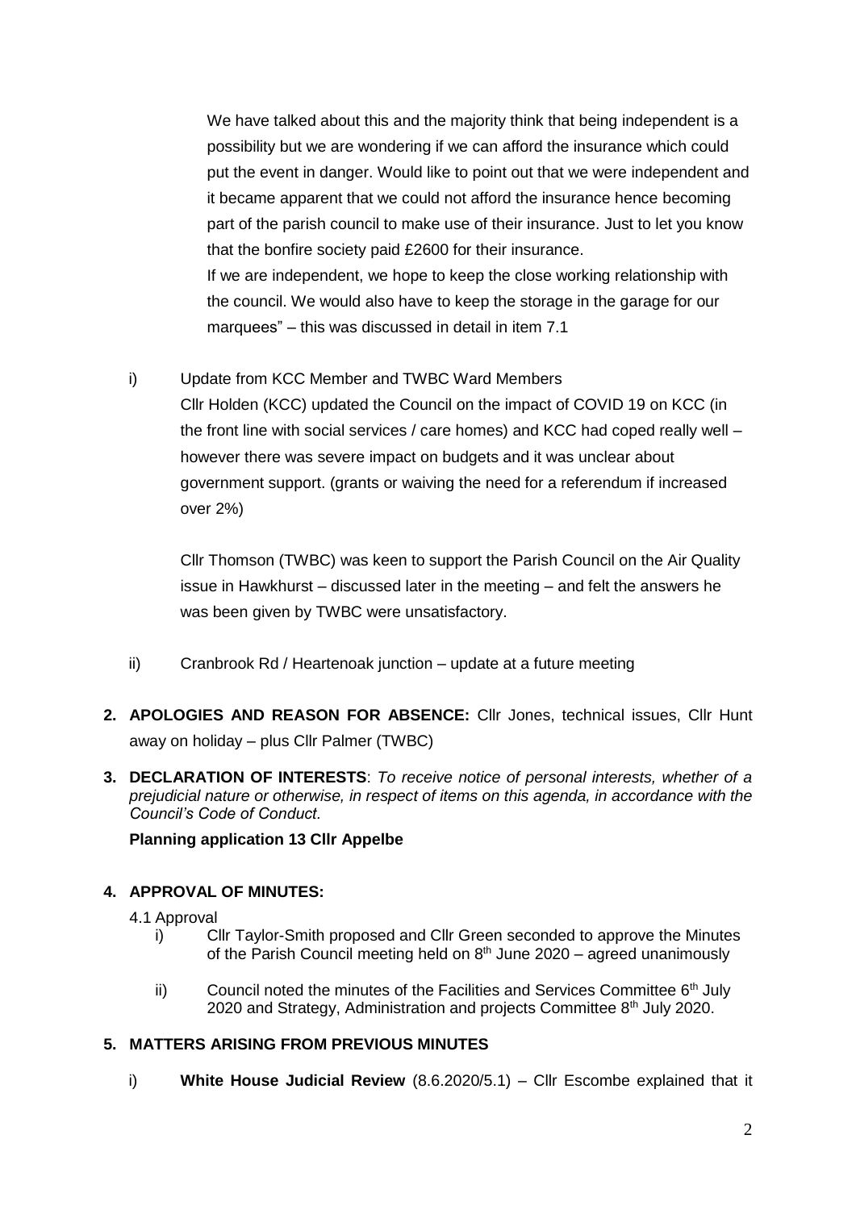We have talked about this and the majority think that being independent is a possibility but we are wondering if we can afford the insurance which could put the event in danger. Would like to point out that we were independent and it became apparent that we could not afford the insurance hence becoming part of the parish council to make use of their insurance. Just to let you know that the bonfire society paid £2600 for their insurance.

If we are independent, we hope to keep the close working relationship with the council. We would also have to keep the storage in the garage for our marquees" – this was discussed in detail in item 7.1

i) Update from KCC Member and TWBC Ward Members

Cllr Holden (KCC) updated the Council on the impact of COVID 19 on KCC (in the front line with social services / care homes) and KCC had coped really well – however there was severe impact on budgets and it was unclear about government support. (grants or waiving the need for a referendum if increased over 2%)

Cllr Thomson (TWBC) was keen to support the Parish Council on the Air Quality issue in Hawkhurst – discussed later in the meeting – and felt the answers he was been given by TWBC were unsatisfactory.

ii) Cranbrook Rd / Heartenoak junction – update at a future meeting

**2. APOLOGIES AND REASON FOR ABSENCE:** Cllr Jones, technical issues, Cllr Hunt away on holiday – plus Cllr Palmer (TWBC)

**3. DECLARATION OF INTERESTS**: *To receive notice of personal interests, whether of a prejudicial nature or otherwise, in respect of items on this agenda, in accordance with the Council's Code of Conduct.*

**Planning application 13 Cllr Appelbe**

**4. APPROVAL OF MINUTES:**

4.1 Approval

i) Cllr Taylor-Smith proposed and Cllr Green seconded to approve the Minutes of the Parish Council meeting held on 8th June 2020 – agreed unanimously

ii) Council noted the minutes of the Facilities and Services Committee 6th July 2020 and Strategy, Administration and projects Committee 8th July 2020.

**5. MATTERS ARISING FROM PREVIOUS MINUTES**

i) **White House Judicial Review** (8.6.2020/5.1) – Cllr Escombe explained that it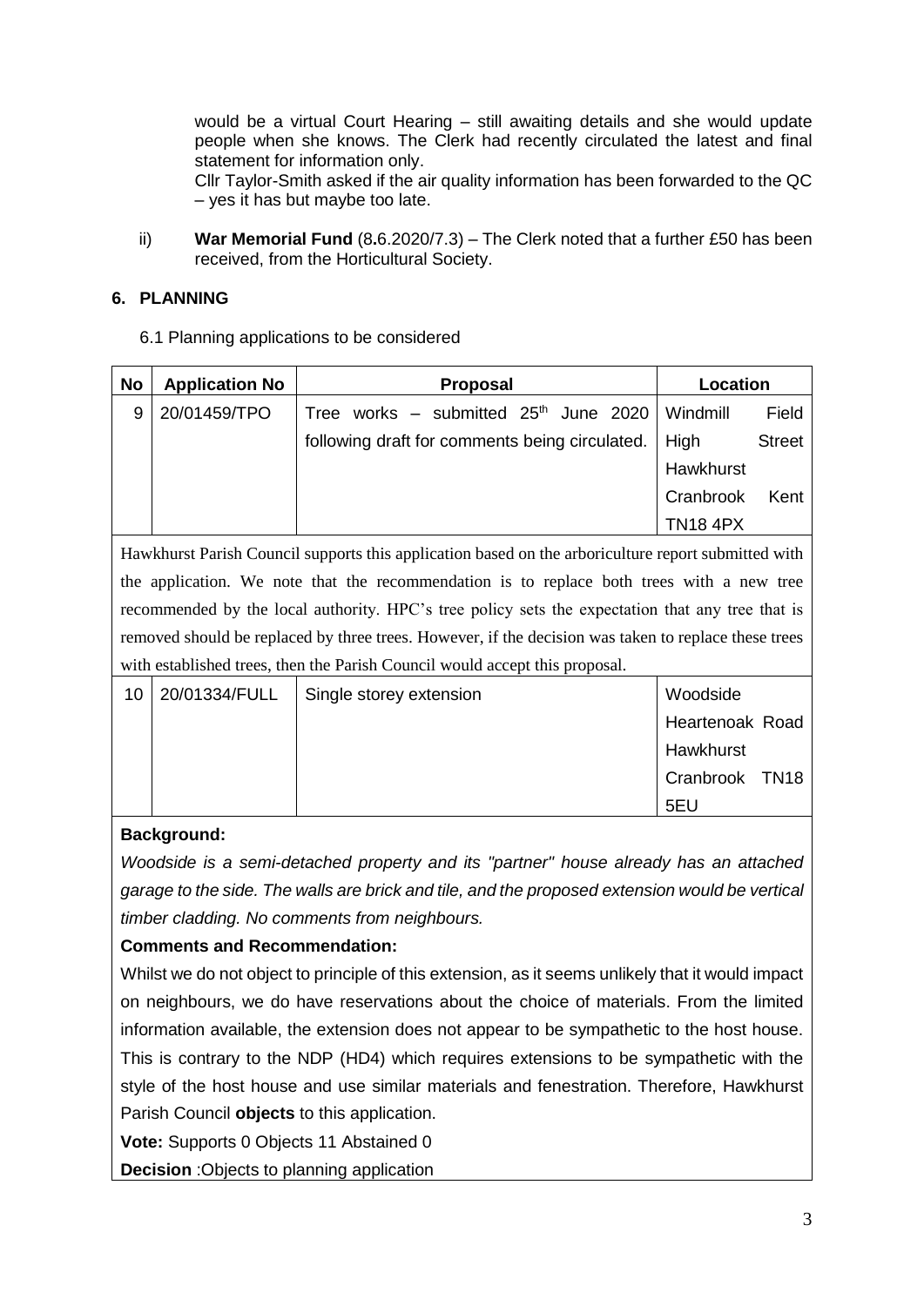would be a virtual Court Hearing – still awaiting details and she would update people when she knows. The Clerk had recently circulated the latest and final statement for information only.

Cllr Taylor-Smith asked if the air quality information has been forwarded to the QC – yes it has but maybe too late.

ii) **War Memorial Fund** (8**.**6.2020/7.3) – The Clerk noted that a further £50 has been received, from the Horticultural Society.

## 6. PLANNING

6.1 Planning applications to be considered

| No | Application No | Proposal | Location |
|---|---|---|---|
| 9 | 20/01459/TPO | Tree works – submitted 25th June 2020 following draft for comments being circulated. | Windmill Field High Street Hawkhurst Cranbrook Kent TN18 4PX |
| Hawkhurst Parish Council supports this application based on the arboriculture report submitted with the application. We note that the recommendation is to replace both trees with a new tree recommended by the local authority. HPC's tree policy sets the expectation that any tree that is removed should be replaced by three trees. However, if the decision was taken to replace these trees with established trees, then the Parish Council would accept this proposal. | | | |
| 10 | 20/01334/FULL | Single storey extension | Woodside Heartenoak Road Hawkhurst Cranbrook TN18 5EU |
| **Background:** *Woodside is a semi-detached property and its "partner" house already has an attached garage to the side. The walls are brick and tile, and the proposed extension would be vertical timber cladding. No comments from neighbours.* **Comments and Recommendation:** Whilst we do not object to principle of this extension, as it seems unlikely that it would impact on neighbours, we do have reservations about the choice of materials. From the limited information available, the extension does not appear to be sympathetic to the host house. This is contrary to the NDP (HD4) which requires extensions to be sympathetic with the style of the host house and use similar materials and fenestration. Therefore, Hawkhurst Parish Council **objects** to this application. **Vote:** Supports 0 Objects 11 Abstained 0 **Decision** :Objects to planning application | | | |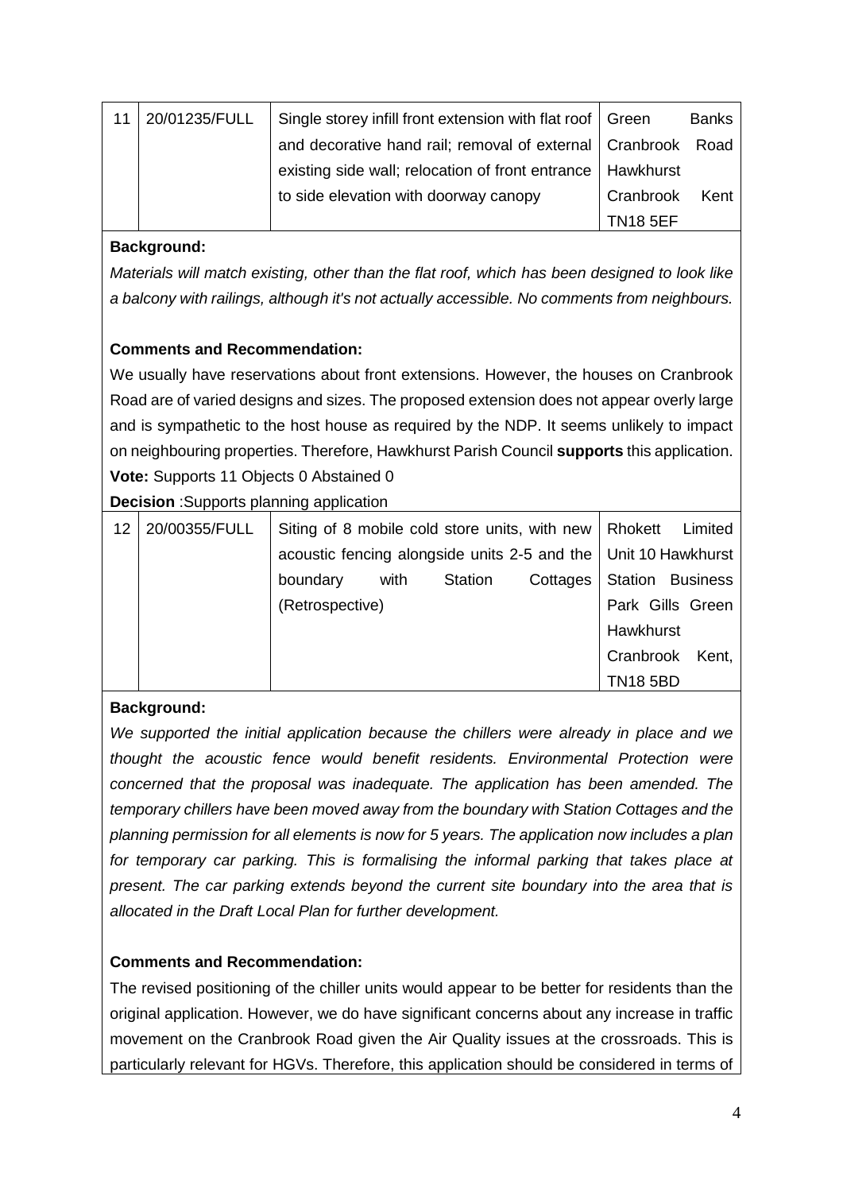| 11 | 20/01235/FULL | Single storey infill front extension with flat roof and decorative hand rail; removal of external existing side wall; relocation of front entrance to side elevation with doorway canopy | Green Banks Cranbrook Road Hawkhurst Cranbrook Kent TN18 5EF |
|---|---|---|---|

**Background:**

*Materials will match existing, other than the flat roof, which has been designed to look like a balcony with railings, although it's not actually accessible. No comments from neighbours.*

**Comments and Recommendation:**

We usually have reservations about front extensions. However, the houses on Cranbrook Road are of varied designs and sizes. The proposed extension does not appear overly large and is sympathetic to the host house as required by the NDP. It seems unlikely to impact on neighbouring properties. Therefore, Hawkhurst Parish Council **supports** this application.

**Vote:** Supports 11 Objects 0 Abstained 0

**Decision** :Supports planning application

| 12 | 20/00355/FULL | Siting of 8 mobile cold store units, with new acoustic fencing alongside units 2-5 and the boundary with Station Cottages (Retrospective) | Rhokett Limited Unit 10 Hawkhurst Station Business Park Gills Green Hawkhurst Cranbrook Kent, TN18 5BD |
|---|---|---|---|

**Background:**

*We supported the initial application because the chillers were already in place and we thought the acoustic fence would benefit residents. Environmental Protection were concerned that the proposal was inadequate. The application has been amended. The temporary chillers have been moved away from the boundary with Station Cottages and the planning permission for all elements is now for 5 years. The application now includes a plan for temporary car parking. This is formalising the informal parking that takes place at present. The car parking extends beyond the current site boundary into the area that is allocated in the Draft Local Plan for further development.*

**Comments and Recommendation:**

The revised positioning of the chiller units would appear to be better for residents than the original application. However, we do have significant concerns about any increase in traffic movement on the Cranbrook Road given the Air Quality issues at the crossroads. This is particularly relevant for HGVs. Therefore, this application should be considered in terms of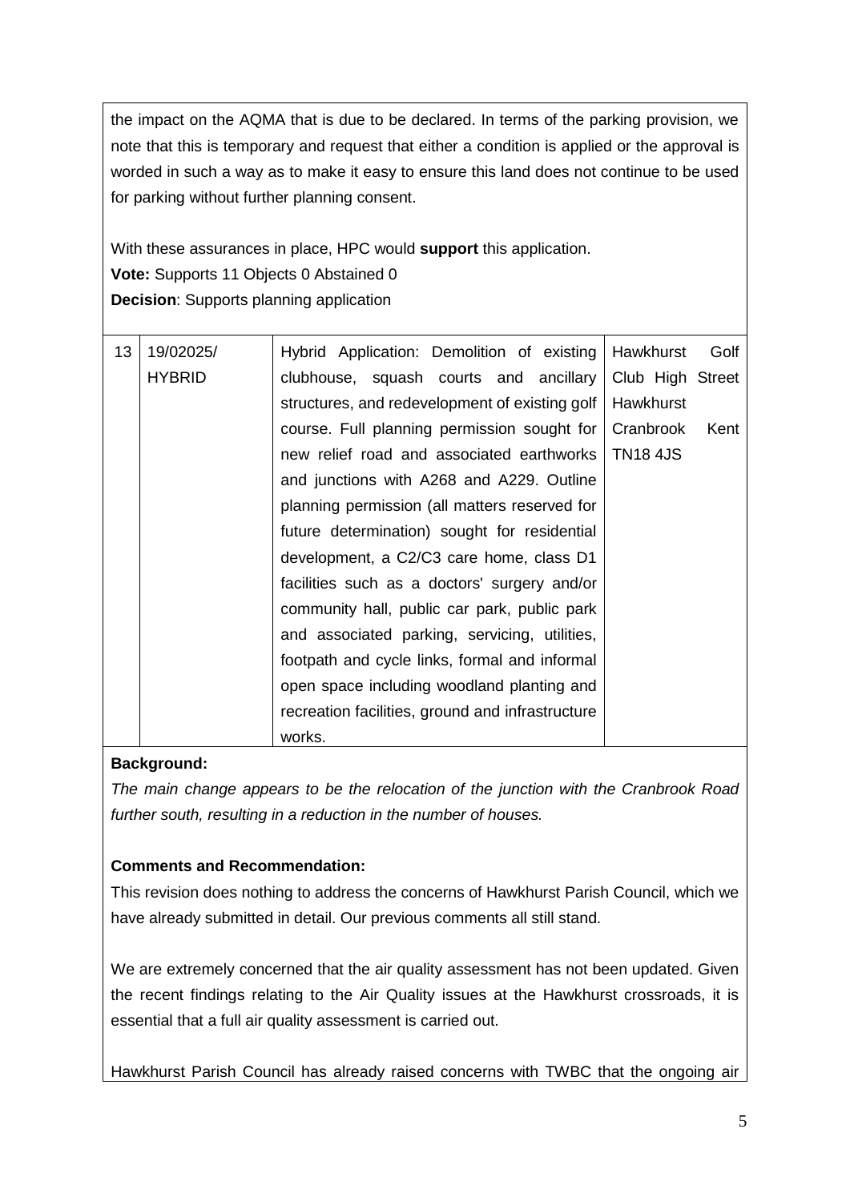the impact on the AQMA that is due to be declared. In terms of the parking provision, we note that this is temporary and request that either a condition is applied or the approval is worded in such a way as to make it easy to ensure this land does not continue to be used for parking without further planning consent.

With these assurances in place, HPC would **support** this application.
**Vote:** Supports 11 Objects 0 Abstained 0
**Decision**: Supports planning application

| 13 | 19/02025/ HYBRID | Hybrid Application: Demolition of existing clubhouse, squash courts and ancillary structures, and redevelopment of existing golf course. Full planning permission sought for new relief road and associated earthworks and junctions with A268 and A229. Outline planning permission (all matters reserved for future determination) sought for residential development, a C2/C3 care home, class D1 facilities such as a doctors' surgery and/or community hall, public car park, public park and associated parking, servicing, utilities, footpath and cycle links, formal and informal open space including woodland planting and recreation facilities, ground and infrastructure works. | Hawkhurst Golf Club High Street Hawkhurst Cranbrook Kent TN18 4JS |
|---|---|---|---|

**Background:**
*The main change appears to be the relocation of the junction with the Cranbrook Road further south, resulting in a reduction in the number of houses.*

**Comments and Recommendation:**
This revision does nothing to address the concerns of Hawkhurst Parish Council, which we have already submitted in detail. Our previous comments all still stand.

We are extremely concerned that the air quality assessment has not been updated. Given the recent findings relating to the Air Quality issues at the Hawkhurst crossroads, it is essential that a full air quality assessment is carried out.

Hawkhurst Parish Council has already raised concerns with TWBC that the ongoing air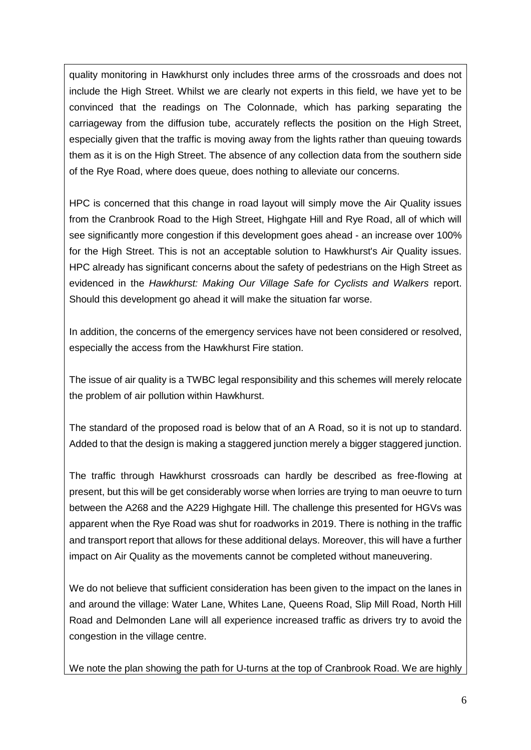quality monitoring in Hawkhurst only includes three arms of the crossroads and does not include the High Street. Whilst we are clearly not experts in this field, we have yet to be convinced that the readings on The Colonnade, which has parking separating the carriageway from the diffusion tube, accurately reflects the position on the High Street, especially given that the traffic is moving away from the lights rather than queuing towards them as it is on the High Street. The absence of any collection data from the southern side of the Rye Road, where does queue, does nothing to alleviate our concerns.

HPC is concerned that this change in road layout will simply move the Air Quality issues from the Cranbrook Road to the High Street, Highgate Hill and Rye Road, all of which will see significantly more congestion if this development goes ahead - an increase over 100% for the High Street. This is not an acceptable solution to Hawkhurst's Air Quality issues. HPC already has significant concerns about the safety of pedestrians on the High Street as evidenced in the *Hawkhurst: Making Our Village Safe for Cyclists and Walkers* report. Should this development go ahead it will make the situation far worse.

In addition, the concerns of the emergency services have not been considered or resolved, especially the access from the Hawkhurst Fire station.

The issue of air quality is a TWBC legal responsibility and this schemes will merely relocate the problem of air pollution within Hawkhurst.

The standard of the proposed road is below that of an A Road, so it is not up to standard. Added to that the design is making a staggered junction merely a bigger staggered junction.

The traffic through Hawkhurst crossroads can hardly be described as free-flowing at present, but this will be get considerably worse when lorries are trying to man oeuvre to turn between the A268 and the A229 Highgate Hill. The challenge this presented for HGVs was apparent when the Rye Road was shut for roadworks in 2019. There is nothing in the traffic and transport report that allows for these additional delays. Moreover, this will have a further impact on Air Quality as the movements cannot be completed without maneuvering.

We do not believe that sufficient consideration has been given to the impact on the lanes in and around the village: Water Lane, Whites Lane, Queens Road, Slip Mill Road, North Hill Road and Delmonden Lane will all experience increased traffic as drivers try to avoid the congestion in the village centre.

We note the plan showing the path for U-turns at the top of Cranbrook Road. We are highly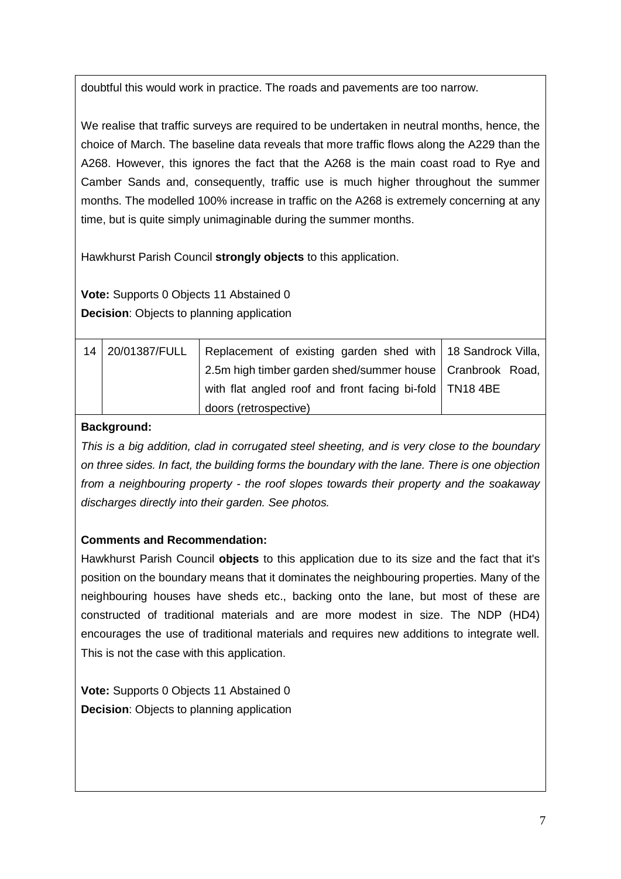doubtful this would work in practice. The roads and pavements are too narrow.

We realise that traffic surveys are required to be undertaken in neutral months, hence, the choice of March. The baseline data reveals that more traffic flows along the A229 than the A268. However, this ignores the fact that the A268 is the main coast road to Rye and Camber Sands and, consequently, traffic use is much higher throughout the summer months. The modelled 100% increase in traffic on the A268 is extremely concerning at any time, but is quite simply unimaginable during the summer months.

Hawkhurst Parish Council **strongly objects** to this application.

**Vote:** Supports 0 Objects 11 Abstained 0
**Decision**: Objects to planning application

| 14 | 20/01387/FULL | Replacement of existing garden shed with 2.5m high timber garden shed/summer house with flat angled roof and front facing bi-fold doors (retrospective) | 18 Sandrock Villa, Cranbrook Road, TN18 4BE |
|---|---|---|---|

**Background:**

*This is a big addition, clad in corrugated steel sheeting, and is very close to the boundary on three sides. In fact, the building forms the boundary with the lane. There is one objection from a neighbouring property - the roof slopes towards their property and the soakaway discharges directly into their garden. See photos.*

**Comments and Recommendation:**

Hawkhurst Parish Council **objects** to this application due to its size and the fact that it's position on the boundary means that it dominates the neighbouring properties. Many of the neighbouring houses have sheds etc., backing onto the lane, but most of these are constructed of traditional materials and are more modest in size. The NDP (HD4) encourages the use of traditional materials and requires new additions to integrate well. This is not the case with this application.

**Vote:** Supports 0 Objects 11 Abstained 0
**Decision**: Objects to planning application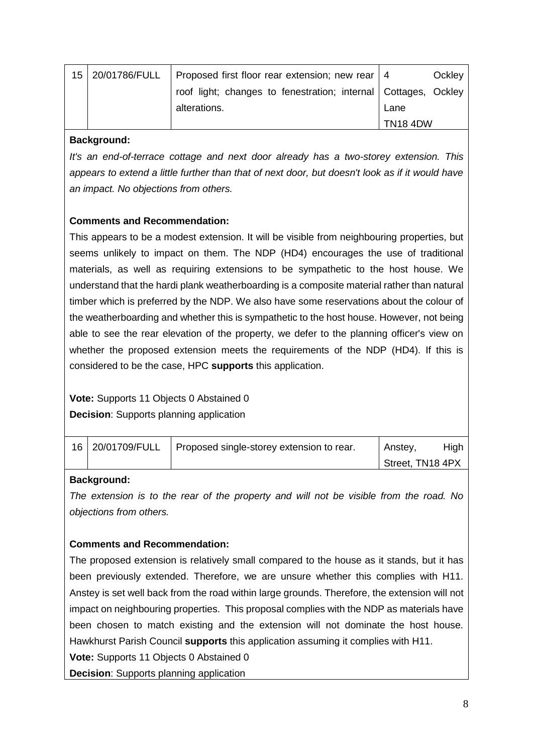| 15 | 20/01786/FULL | Proposed first floor rear extension; new rear roof light; changes to fenestration; internal alterations. | 4 Ockley Cottages, Ockley Lane TN18 4DW |
|---|---|---|---|

**Background:**

*It's an end-of-terrace cottage and next door already has a two-storey extension. This appears to extend a little further than that of next door, but doesn't look as if it would have an impact. No objections from others.*

**Comments and Recommendation:**

This appears to be a modest extension. It will be visible from neighbouring properties, but seems unlikely to impact on them. The NDP (HD4) encourages the use of traditional materials, as well as requiring extensions to be sympathetic to the host house. We understand that the hardi plank weatherboarding is a composite material rather than natural timber which is preferred by the NDP. We also have some reservations about the colour of the weatherboarding and whether this is sympathetic to the host house. However, not being able to see the rear elevation of the property, we defer to the planning officer's view on whether the proposed extension meets the requirements of the NDP (HD4). If this is considered to be the case, HPC **supports** this application.

**Vote:** Supports 11 Objects 0 Abstained 0

**Decision**: Supports planning application

| 16 | 20/01709/FULL | Proposed single-storey extension to rear. | Anstey, High Street, TN18 4PX |
|---|---|---|---|

**Background:**

*The extension is to the rear of the property and will not be visible from the road. No objections from others.*

**Comments and Recommendation:**

The proposed extension is relatively small compared to the house as it stands, but it has been previously extended. Therefore, we are unsure whether this complies with H11. Anstey is set well back from the road within large grounds. Therefore, the extension will not impact on neighbouring properties. This proposal complies with the NDP as materials have been chosen to match existing and the extension will not dominate the host house. Hawkhurst Parish Council **supports** this application assuming it complies with H11.

**Vote:** Supports 11 Objects 0 Abstained 0

**Decision**: Supports planning application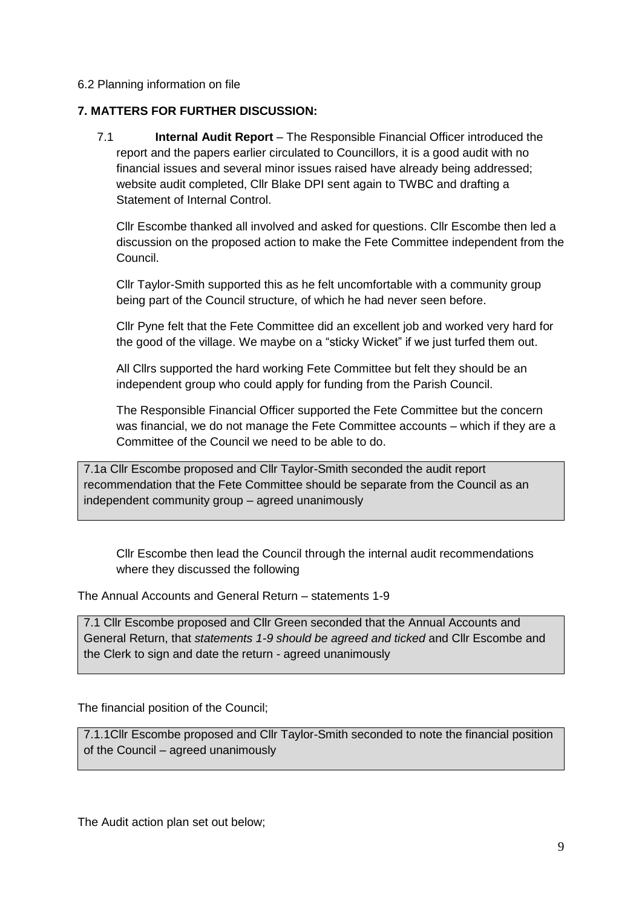6.2 Planning information on file

**7. MATTERS FOR FURTHER DISCUSSION:**

7.1 **Internal Audit Report** – The Responsible Financial Officer introduced the report and the papers earlier circulated to Councillors, it is a good audit with no financial issues and several minor issues raised have already being addressed; website audit completed, Cllr Blake DPI sent again to TWBC and drafting a Statement of Internal Control.

Cllr Escombe thanked all involved and asked for questions. Cllr Escombe then led a discussion on the proposed action to make the Fete Committee independent from the Council.

Cllr Taylor-Smith supported this as he felt uncomfortable with a community group being part of the Council structure, of which he had never seen before.

Cllr Pyne felt that the Fete Committee did an excellent job and worked very hard for the good of the village. We maybe on a "sticky Wicket" if we just turfed them out.

All Cllrs supported the hard working Fete Committee but felt they should be an independent group who could apply for funding from the Parish Council.

The Responsible Financial Officer supported the Fete Committee but the concern was financial, we do not manage the Fete Committee accounts – which if they are a Committee of the Council we need to be able to do.

7.1a Cllr Escombe proposed and Cllr Taylor-Smith seconded the audit report recommendation that the Fete Committee should be separate from the Council as an independent community group – agreed unanimously

Cllr Escombe then lead the Council through the internal audit recommendations where they discussed the following

The Annual Accounts and General Return – statements 1-9

7.1 Cllr Escombe proposed and Cllr Green seconded that the Annual Accounts and General Return, that *statements 1-9 should be agreed and ticked* and Cllr Escombe and the Clerk to sign and date the return - agreed unanimously

The financial position of the Council;

7.1.1Cllr Escombe proposed and Cllr Taylor-Smith seconded to note the financial position of the Council – agreed unanimously

The Audit action plan set out below;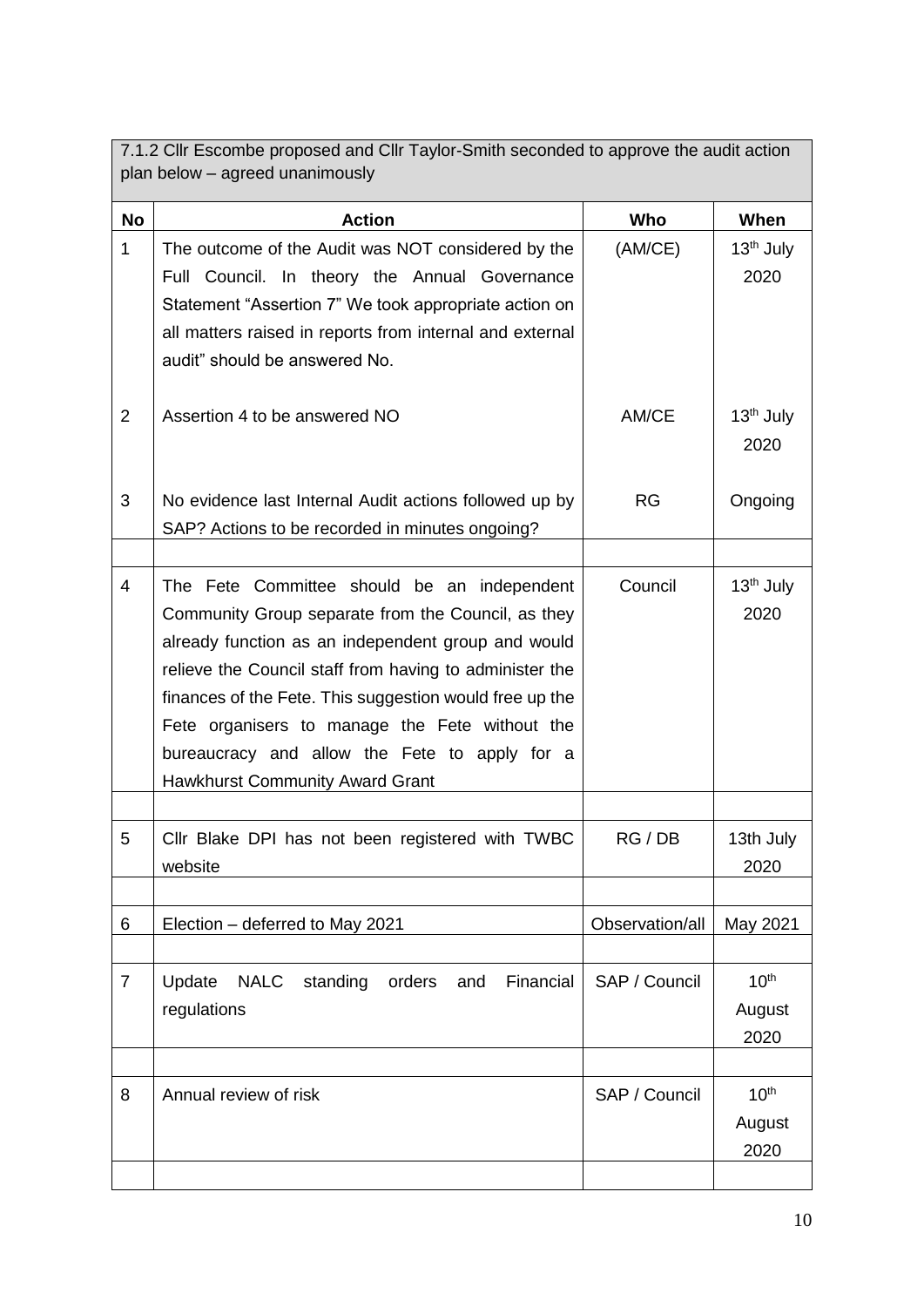7.1.2 Cllr Escombe proposed and Cllr Taylor-Smith seconded to approve the audit action plan below – agreed unanimously

| No | Action | Who | When |
|---|---|---|---|
| 1 | The outcome of the Audit was NOT considered by the Full Council. In theory the Annual Governance Statement "Assertion 7" We took appropriate action on all matters raised in reports from internal and external audit" should be answered No. | (AM/CE) | 13th July 2020 |
| 2 | Assertion 4 to be answered NO | AM/CE | 13th July 2020 |
| 3 | No evidence last Internal Audit actions followed up by SAP? Actions to be recorded in minutes ongoing? | RG | Ongoing |
| | | | |
| 4 | The Fete Committee should be an independent Community Group separate from the Council, as they already function as an independent group and would relieve the Council staff from having to administer the finances of the Fete. This suggestion would free up the Fete organisers to manage the Fete without the bureaucracy and allow the Fete to apply for a Hawkhurst Community Award Grant | Council | 13th July 2020 |
| | | | |
| 5 | Cllr Blake DPI has not been registered with TWBC website | RG / DB | 13th July 2020 |
| | | | |
| 6 | Election – deferred to May 2021 | Observation/all | May 2021 |
| | | | |
| 7 | Update NALC standing orders and Financial regulations | SAP / Council | 10th August 2020 |
| | | | |
| 8 | Annual review of risk | SAP / Council | 10th August 2020 |
| | | | |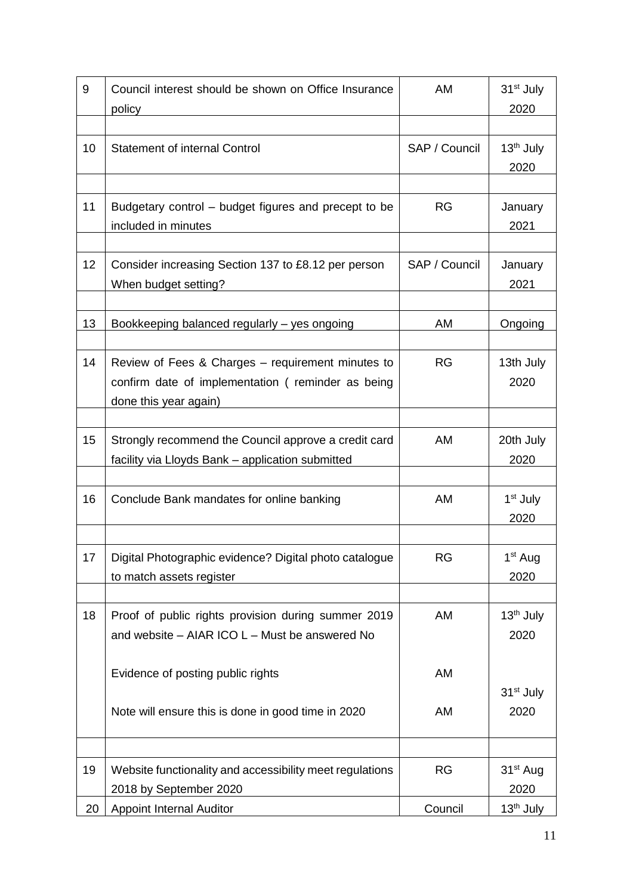| 9 | Council interest should be shown on Office Insurance policy | AM | 31st July 2020 |
|---|---|---|---|
| | | | |
| 10 | Statement of internal Control | SAP / Council | 13th July 2020 |
| | | | |
| 11 | Budgetary control – budget figures and precept to be included in minutes | RG | January 2021 |
| | | | |
| 12 | Consider increasing Section 137 to £8.12 per person When budget setting? | SAP / Council | January 2021 |
| | | | |
| 13 | Bookkeeping balanced regularly – yes ongoing | AM | Ongoing |
| | | | |
| 14 | Review of Fees & Charges – requirement minutes to confirm date of implementation ( reminder as being done this year again) | RG | 13th July 2020 |
| | | | |
| 15 | Strongly recommend the Council approve a credit card facility via Lloyds Bank – application submitted | AM | 20th July 2020 |
| | | | |
| 16 | Conclude Bank mandates for online banking | AM | 1st July 2020 |
| | | | |
| 17 | Digital Photographic evidence? Digital photo catalogue to match assets register | RG | 1st Aug 2020 |
| | | | |
| 18 | Proof of public rights provision during summer 2019 and website – AIAR ICO L – Must be answered No<br><br>Evidence of posting public rights<br><br>Note will ensure this is done in good time in 2020 | AM<br><br>AM<br><br>AM | 13th July 2020<br><br>31st July 2020 |
| | | | |
| 19 | Website functionality and accessibility meet regulations 2018 by September 2020 | RG | 31st Aug 2020 |
| 20 | Appoint Internal Auditor | Council | 13th July |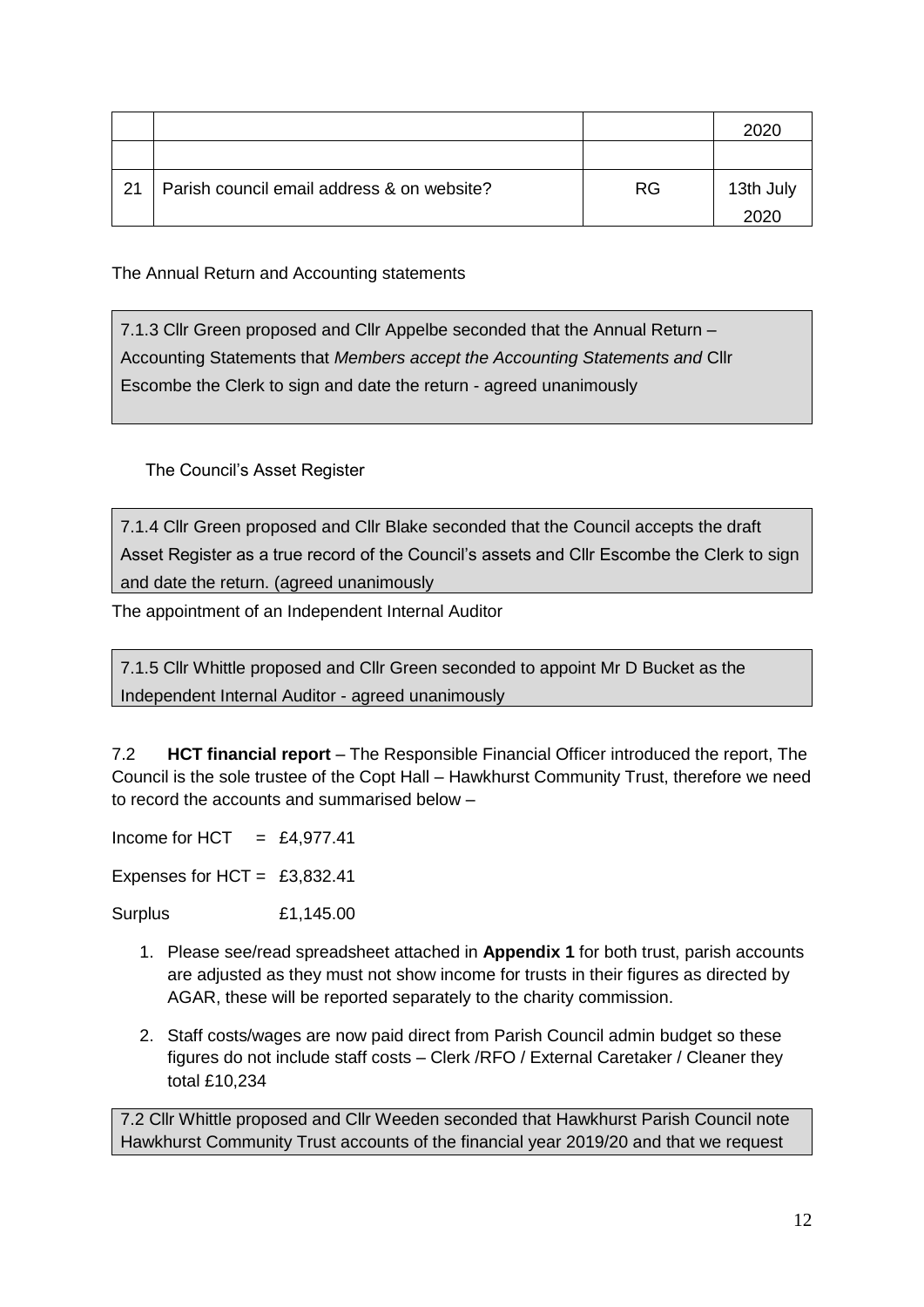|  |  |  | 2020 |
|---|---|---|---|
|  |  |  |  |
| 21 | Parish council email address & on website? | RG | 13th July 2020 |

The Annual Return and Accounting statements

7.1.3 Cllr Green proposed and Cllr Appelbe seconded that the Annual Return – Accounting Statements that *Members accept the Accounting Statements and* Cllr Escombe the Clerk to sign and date the return - agreed unanimously

The Council's Asset Register

7.1.4 Cllr Green proposed and Cllr Blake seconded that the Council accepts the draft Asset Register as a true record of the Council's assets and Cllr Escombe the Clerk to sign and date the return. (agreed unanimously

The appointment of an Independent Internal Auditor

7.1.5 Cllr Whittle proposed and Cllr Green seconded to appoint Mr D Bucket as the Independent Internal Auditor - agreed unanimously

7.2 **HCT financial report** – The Responsible Financial Officer introduced the report, The Council is the sole trustee of the Copt Hall – Hawkhurst Community Trust, therefore we need to record the accounts and summarised below –

Income for HCT = £4,977.41

Expenses for HCT = £3,832.41

Surplus £1,145.00

1. Please see/read spreadsheet attached in **Appendix 1** for both trust, parish accounts are adjusted as they must not show income for trusts in their figures as directed by AGAR, these will be reported separately to the charity commission.
2. Staff costs/wages are now paid direct from Parish Council admin budget so these figures do not include staff costs – Clerk /RFO / External Caretaker / Cleaner they total £10,234

7.2 Cllr Whittle proposed and Cllr Weeden seconded that Hawkhurst Parish Council note Hawkhurst Community Trust accounts of the financial year 2019/20 and that we request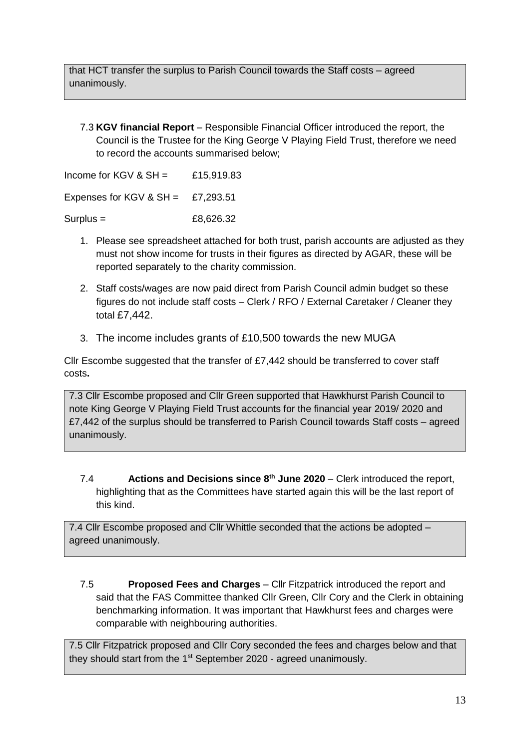that HCT transfer the surplus to Parish Council towards the Staff costs – agreed unanimously.

7.3 **KGV financial Report** – Responsible Financial Officer introduced the report, the Council is the Trustee for the King George V Playing Field Trust, therefore we need to record the accounts summarised below;

Income for KGV & SH = £15,919.83

Expenses for KGV & SH = £7,293.51

Surplus = £8,626.32

1. Please see spreadsheet attached for both trust, parish accounts are adjusted as they must not show income for trusts in their figures as directed by AGAR, these will be reported separately to the charity commission.
2. Staff costs/wages are now paid direct from Parish Council admin budget so these figures do not include staff costs – Clerk / RFO / External Caretaker / Cleaner they total £7,442.
3. The income includes grants of £10,500 towards the new MUGA

Cllr Escombe suggested that the transfer of £7,442 should be transferred to cover staff costs**.**

7.3 Cllr Escombe proposed and Cllr Green supported that Hawkhurst Parish Council to note King George V Playing Field Trust accounts for the financial year 2019/ 2020 and £7,442 of the surplus should be transferred to Parish Council towards Staff costs – agreed unanimously.

7.4 **Actions and Decisions since 8th June 2020** – Clerk introduced the report, highlighting that as the Committees have started again this will be the last report of this kind.

7.4 Cllr Escombe proposed and Cllr Whittle seconded that the actions be adopted – agreed unanimously.

7.5 **Proposed Fees and Charges** – Cllr Fitzpatrick introduced the report and said that the FAS Committee thanked Cllr Green, Cllr Cory and the Clerk in obtaining benchmarking information. It was important that Hawkhurst fees and charges were comparable with neighbouring authorities.

7.5 Cllr Fitzpatrick proposed and Cllr Cory seconded the fees and charges below and that they should start from the 1st September 2020 - agreed unanimously.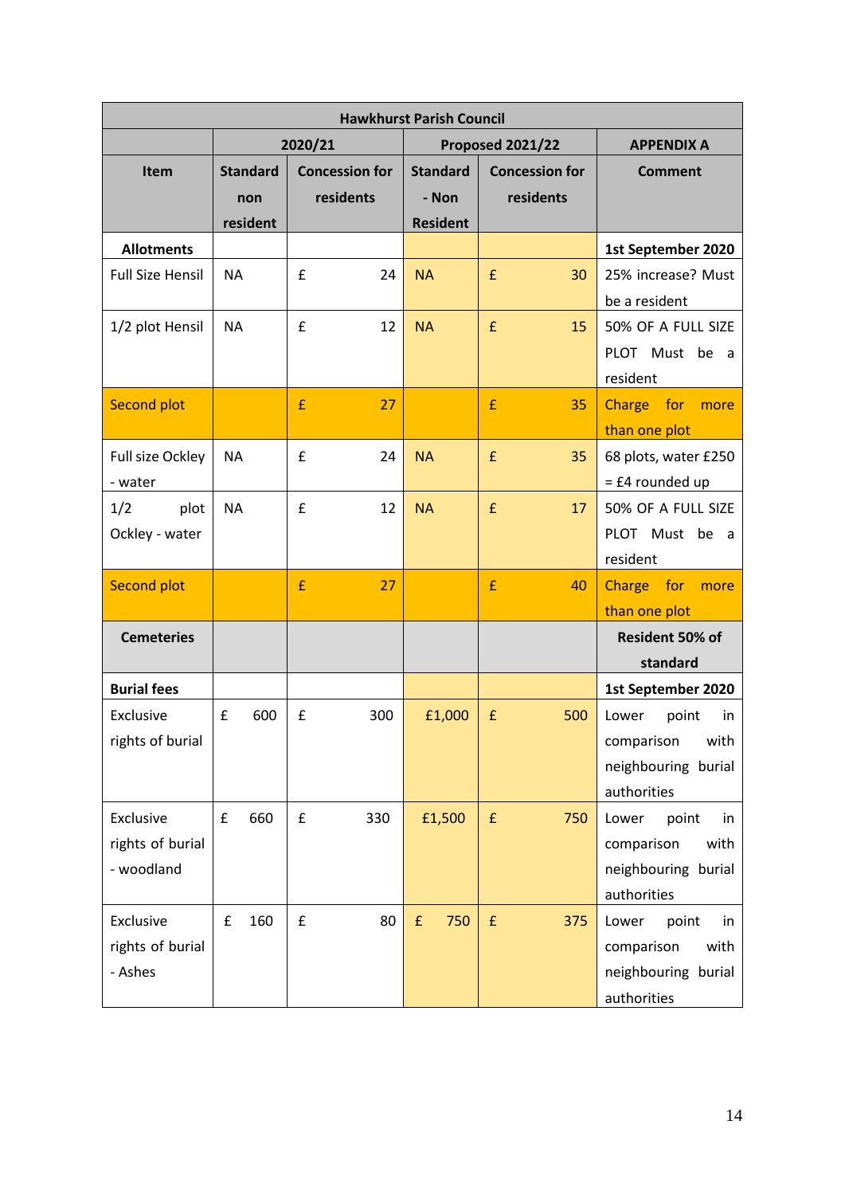| Hawkhurst Parish Council | | | | | |
|---|---|---|---|---|---|
| | 2020/21 | | Proposed 2021/22 | | APPENDIX A |
| **Item** | **Standard non resident** | **Concession for residents** | **Standard - Non Resident** | **Concession for residents** | **Comment** |
| **Allotments** | | | | | **1st September 2020** |
| Full Size Hensil | NA | £ 24 | NA | £ 30 | 25% increase? Must be a resident |
| 1/2 plot Hensil | NA | £ 12 | NA | £ 15 | 50% OF A FULL SIZE PLOT Must be a resident |
| Second plot | | £ 27 | | £ 35 | Charge for more than one plot |
| Full size Ockley - water | NA | £ 24 | NA | £ 35 | 68 plots, water £250 = £4 rounded up |
| 1/2 plot Ockley - water | NA | £ 12 | NA | £ 17 | 50% OF A FULL SIZE PLOT Must be a resident |
| Second plot | | £ 27 | | £ 40 | Charge for more than one plot |
| **Cemeteries** | | | | | **Resident 50% of standard** |
| **Burial fees** | | | | | **1st September 2020** |
| Exclusive rights of burial | £ 600 | £ 300 | £1,000 | £ 500 | Lower point in comparison with neighbouring burial authorities |
| Exclusive rights of burial - woodland | £ 660 | £ 330 | £1,500 | £ 750 | Lower point in comparison with neighbouring burial authorities |
| Exclusive rights of burial - Ashes | £ 160 | £ 80 | £ 750 | £ 375 | Lower point in comparison with neighbouring burial authorities |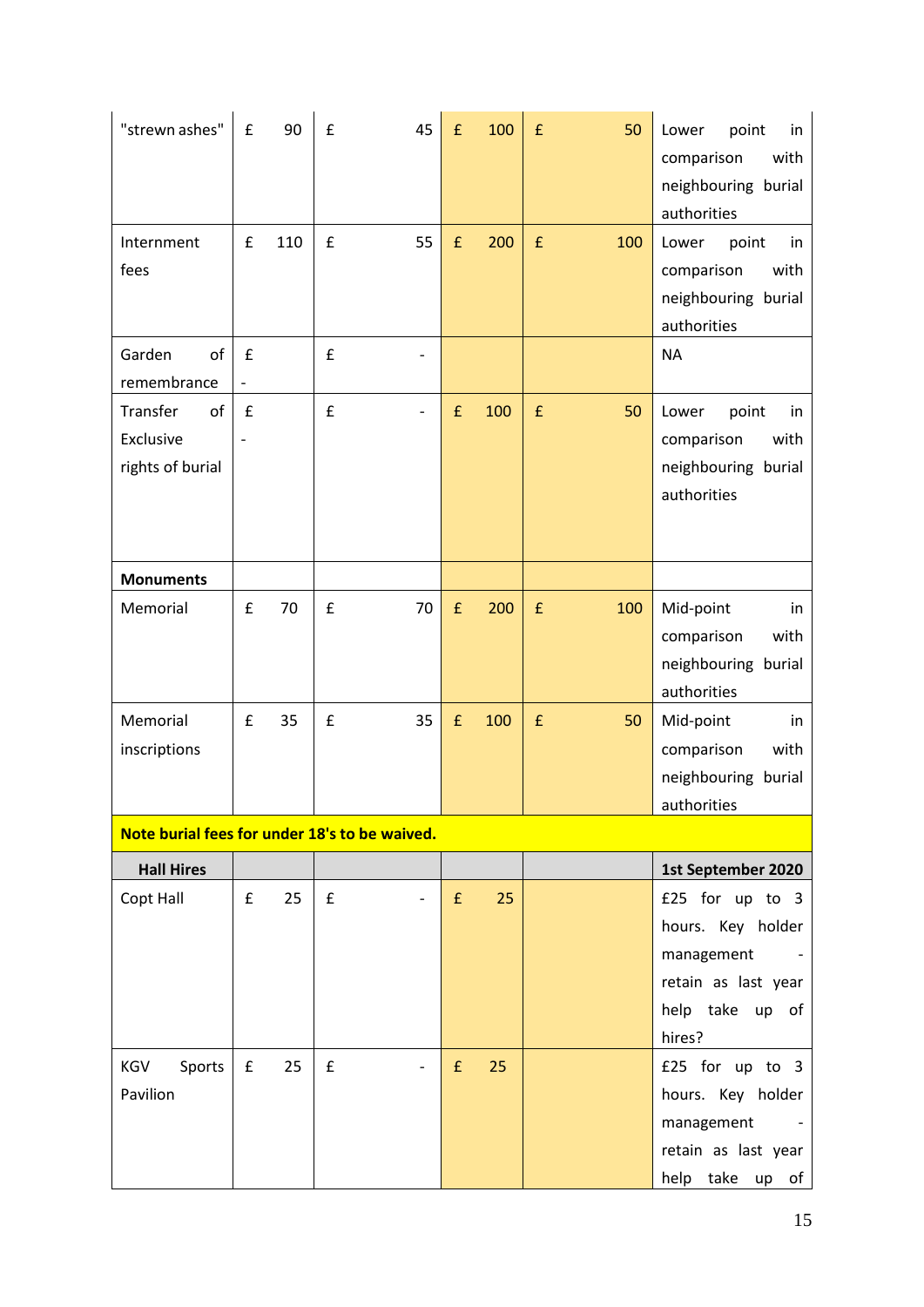| "strewn ashes" | £ 90 | £ 45 | £ 100 | £ 50 | Lower point in comparison with neighbouring burial authorities |
|---|---|---|---|---|---|
| Internment fees | £ 110 | £ 55 | £ 200 | £ 100 | Lower point in comparison with neighbouring burial authorities |
| Garden of remembrance | £ - | £ - | | | NA |
| Transfer of Exclusive rights of burial | £ - | £ - | £ 100 | £ 50 | Lower point in comparison with neighbouring burial authorities |
| **Monuments** | | | | | |
| Memorial | £ 70 | £ 70 | £ 200 | £ 100 | Mid-point in comparison with neighbouring burial authorities |
| Memorial inscriptions | £ 35 | £ 35 | £ 100 | £ 50 | Mid-point in comparison with neighbouring burial authorities |
| **Note burial fees for under 18's to be waived.** | | | | | |
| **Hall Hires** | | | | | **1st September 2020** |
| Copt Hall | £ 25 | £ - | £ 25 | | £25 for up to 3 hours. Key holder management - retain as last year help take up of hires? |
| KGV Sports Pavilion | £ 25 | £ - | £ 25 | | £25 for up to 3 hours. Key holder management - retain as last year help take up of |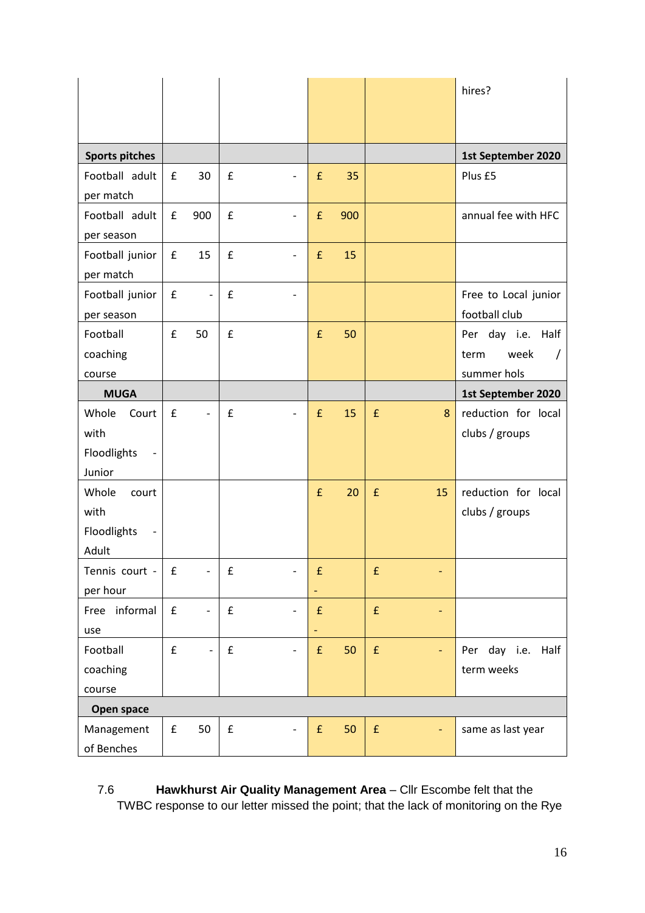| | | | | | |
|---|---|---|---|---|---|
| | | | | | hires? |
| **Sports pitches** | | | | | **1st September 2020** |
| Football adult per match | £ 30 | £ - | £ 35 | | Plus £5 |
| Football adult per season | £ 900 | £ - | £ 900 | | annual fee with HFC |
| Football junior per match | £ 15 | £ - | £ 15 | | |
| Football junior per season | £ - | £ - | | | Free to Local junior football club |
| Football coaching course | £ 50 | £ | £ 50 | | Per day i.e. Half term week / summer hols |
| **MUGA** | | | | | **1st September 2020** |
| Whole Court with Floodlights - Junior | £ - | £ - | £ 15 | £ 8 | reduction for local clubs / groups |
| Whole court with Floodlights - Adult | | | £ 20 | £ 15 | reduction for local clubs / groups |
| Tennis court - per hour | £ - | £ - | £ - | £ - | |
| Free informal use | £ - | £ - | £ - | £ - | |
| Football coaching course | £ - | £ - | £ 50 | £ - | Per day i.e. Half term weeks |
| **Open space** | | | | | |
| Management of Benches | £ 50 | £ - | £ 50 | £ - | same as last year |

7.6 **Hawkhurst Air Quality Management Area** – Cllr Escombe felt that the TWBC response to our letter missed the point; that the lack of monitoring on the Rye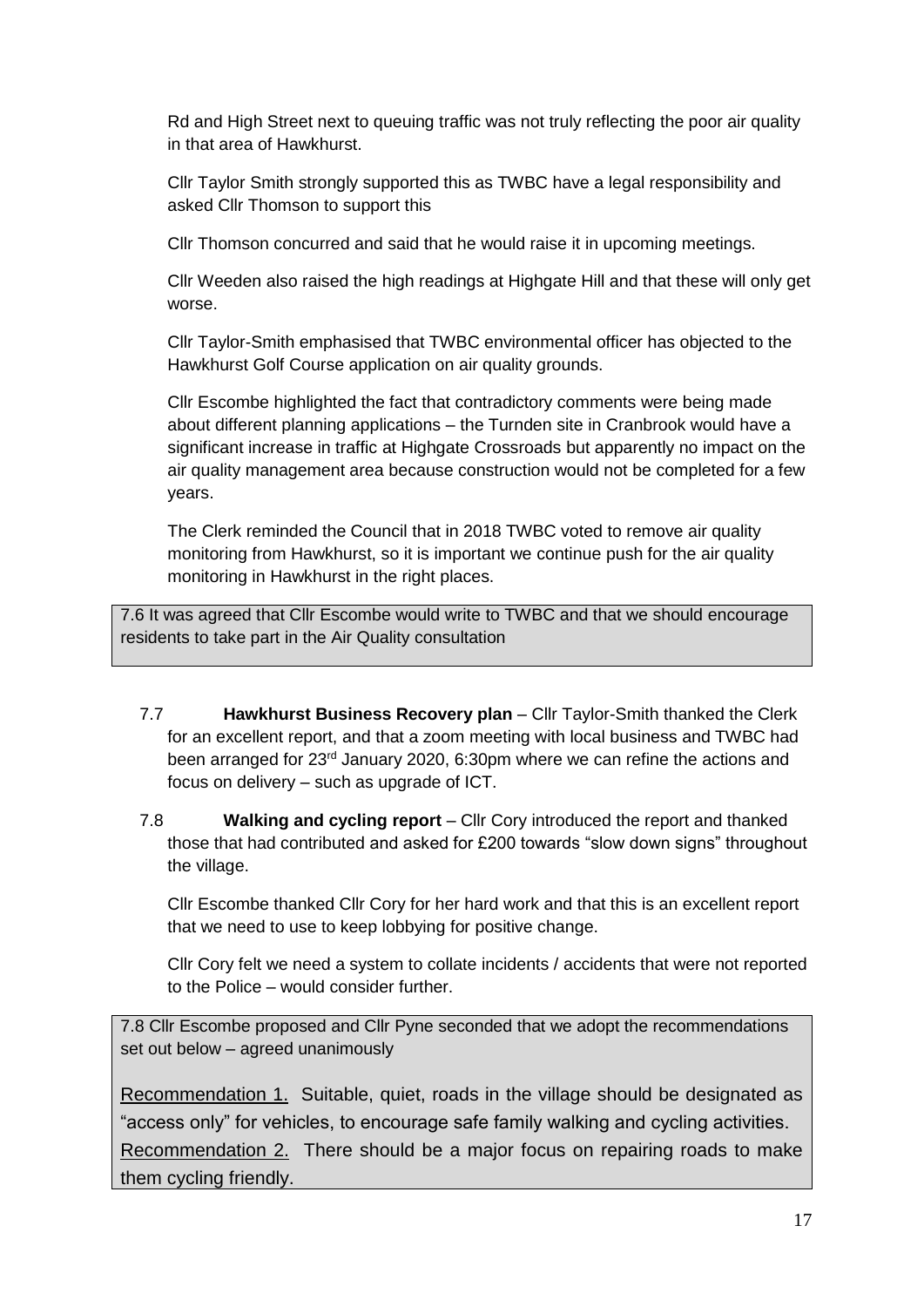Rd and High Street next to queuing traffic was not truly reflecting the poor air quality in that area of Hawkhurst.

Cllr Taylor Smith strongly supported this as TWBC have a legal responsibility and asked Cllr Thomson to support this

Cllr Thomson concurred and said that he would raise it in upcoming meetings.

Cllr Weeden also raised the high readings at Highgate Hill and that these will only get worse.

Cllr Taylor-Smith emphasised that TWBC environmental officer has objected to the Hawkhurst Golf Course application on air quality grounds.

Cllr Escombe highlighted the fact that contradictory comments were being made about different planning applications – the Turnden site in Cranbrook would have a significant increase in traffic at Highgate Crossroads but apparently no impact on the air quality management area because construction would not be completed for a few years.

The Clerk reminded the Council that in 2018 TWBC voted to remove air quality monitoring from Hawkhurst, so it is important we continue push for the air quality monitoring in Hawkhurst in the right places.

> 7.6 It was agreed that Cllr Escombe would write to TWBC and that we should encourage residents to take part in the Air Quality consultation

7.7 **Hawkhurst Business Recovery plan** – Cllr Taylor-Smith thanked the Clerk for an excellent report, and that a zoom meeting with local business and TWBC had been arranged for 23rd January 2020, 6:30pm where we can refine the actions and focus on delivery – such as upgrade of ICT.

7.8 **Walking and cycling report** – Cllr Cory introduced the report and thanked those that had contributed and asked for £200 towards "slow down signs" throughout the village.

Cllr Escombe thanked Cllr Cory for her hard work and that this is an excellent report that we need to use to keep lobbying for positive change.

Cllr Cory felt we need a system to collate incidents / accidents that were not reported to the Police – would consider further.

> 7.8 Cllr Escombe proposed and Cllr Pyne seconded that we adopt the recommendations set out below – agreed unanimously
>
> Recommendation 1. Suitable, quiet, roads in the village should be designated as "access only" for vehicles, to encourage safe family walking and cycling activities.
> Recommendation 2. There should be a major focus on repairing roads to make them cycling friendly.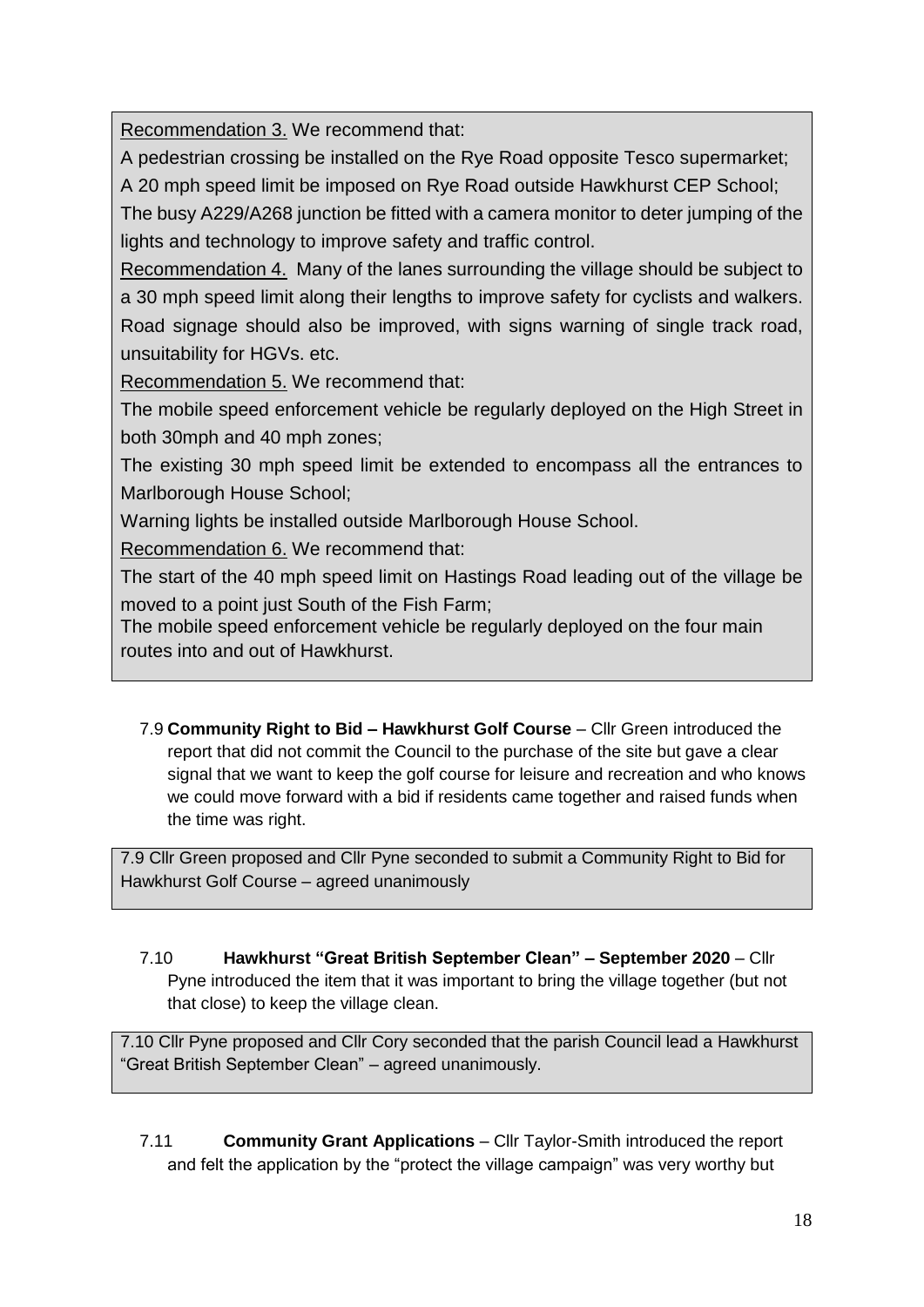Recommendation 3. We recommend that:

A pedestrian crossing be installed on the Rye Road opposite Tesco supermarket;

A 20 mph speed limit be imposed on Rye Road outside Hawkhurst CEP School;

The busy A229/A268 junction be fitted with a camera monitor to deter jumping of the lights and technology to improve safety and traffic control.

Recommendation 4. Many of the lanes surrounding the village should be subject to a 30 mph speed limit along their lengths to improve safety for cyclists and walkers. Road signage should also be improved, with signs warning of single track road, unsuitability for HGVs. etc.

Recommendation 5. We recommend that:

The mobile speed enforcement vehicle be regularly deployed on the High Street in both 30mph and 40 mph zones;

The existing 30 mph speed limit be extended to encompass all the entrances to Marlborough House School;

Warning lights be installed outside Marlborough House School.

Recommendation 6. We recommend that:

The start of the 40 mph speed limit on Hastings Road leading out of the village be moved to a point just South of the Fish Farm;

The mobile speed enforcement vehicle be regularly deployed on the four main routes into and out of Hawkhurst.

7.9 **Community Right to Bid – Hawkhurst Golf Course** – Cllr Green introduced the report that did not commit the Council to the purchase of the site but gave a clear signal that we want to keep the golf course for leisure and recreation and who knows we could move forward with a bid if residents came together and raised funds when the time was right.

7.9 Cllr Green proposed and Cllr Pyne seconded to submit a Community Right to Bid for Hawkhurst Golf Course – agreed unanimously

7.10 **Hawkhurst "Great British September Clean" – September 2020** – Cllr Pyne introduced the item that it was important to bring the village together (but not that close) to keep the village clean.

7.10 Cllr Pyne proposed and Cllr Cory seconded that the parish Council lead a Hawkhurst "Great British September Clean" – agreed unanimously.

7.11 **Community Grant Applications** – Cllr Taylor-Smith introduced the report and felt the application by the "protect the village campaign" was very worthy but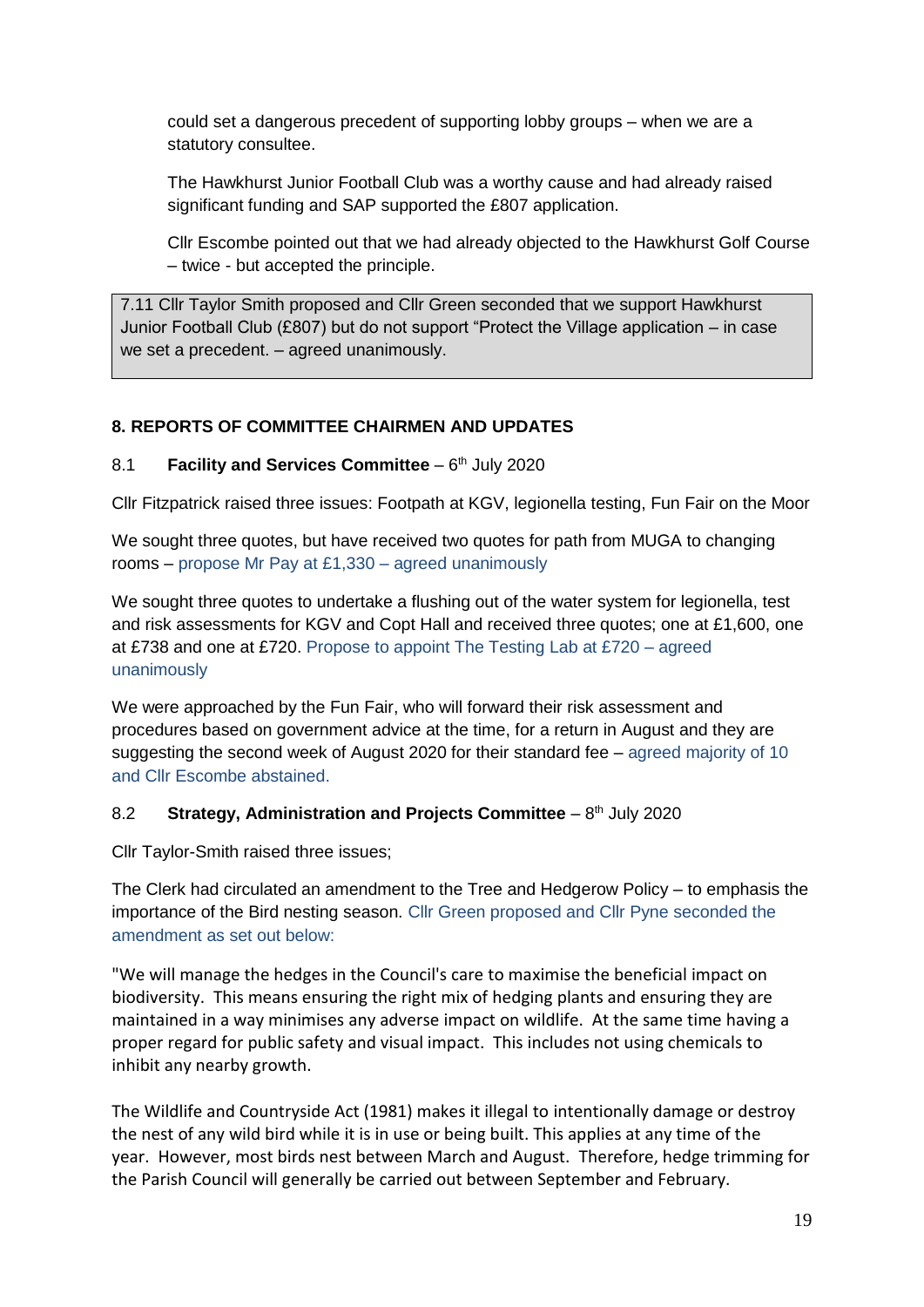could set a dangerous precedent of supporting lobby groups – when we are a statutory consultee.

The Hawkhurst Junior Football Club was a worthy cause and had already raised significant funding and SAP supported the £807 application.

Cllr Escombe pointed out that we had already objected to the Hawkhurst Golf Course – twice - but accepted the principle.

> 7.11 Cllr Taylor Smith proposed and Cllr Green seconded that we support Hawkhurst Junior Football Club (£807) but do not support "Protect the Village application – in case we set a precedent. – agreed unanimously.

## 8. REPORTS OF COMMITTEE CHAIRMEN AND UPDATES

### 8.1 **Facility and Services Committee** – 6th July 2020

Cllr Fitzpatrick raised three issues: Footpath at KGV, legionella testing, Fun Fair on the Moor

We sought three quotes, but have received two quotes for path from MUGA to changing rooms – propose Mr Pay at £1,330 – agreed unanimously

We sought three quotes to undertake a flushing out of the water system for legionella, test and risk assessments for KGV and Copt Hall and received three quotes; one at £1,600, one at £738 and one at £720. Propose to appoint The Testing Lab at £720 – agreed unanimously

We were approached by the Fun Fair, who will forward their risk assessment and procedures based on government advice at the time, for a return in August and they are suggesting the second week of August 2020 for their standard fee – agreed majority of 10 and Cllr Escombe abstained.

### 8.2 **Strategy, Administration and Projects Committee** – 8th July 2020

Cllr Taylor-Smith raised three issues;

The Clerk had circulated an amendment to the Tree and Hedgerow Policy – to emphasis the importance of the Bird nesting season. Cllr Green proposed and Cllr Pyne seconded the amendment as set out below:

"We will manage the hedges in the Council's care to maximise the beneficial impact on biodiversity. This means ensuring the right mix of hedging plants and ensuring they are maintained in a way minimises any adverse impact on wildlife. At the same time having a proper regard for public safety and visual impact. This includes not using chemicals to inhibit any nearby growth.

The Wildlife and Countryside Act (1981) makes it illegal to intentionally damage or destroy the nest of any wild bird while it is in use or being built. This applies at any time of the year. However, most birds nest between March and August. Therefore, hedge trimming for the Parish Council will generally be carried out between September and February.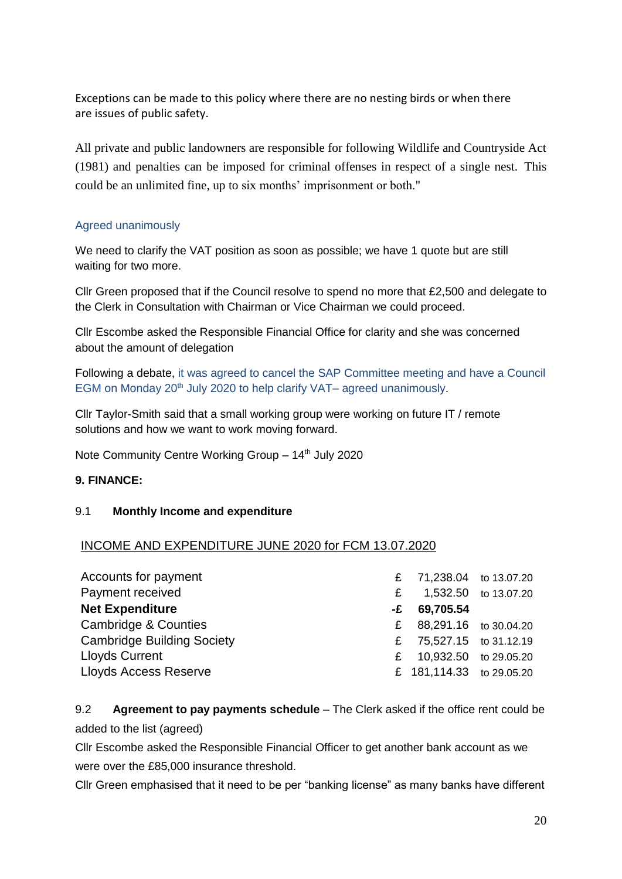Exceptions can be made to this policy where there are no nesting birds or when there are issues of public safety.

All private and public landowners are responsible for following Wildlife and Countryside Act (1981) and penalties can be imposed for criminal offenses in respect of a single nest. This could be an unlimited fine, up to six months' imprisonment or both."

Agreed unanimously

We need to clarify the VAT position as soon as possible; we have 1 quote but are still waiting for two more.

Cllr Green proposed that if the Council resolve to spend no more that £2,500 and delegate to the Clerk in Consultation with Chairman or Vice Chairman we could proceed.

Cllr Escombe asked the Responsible Financial Office for clarity and she was concerned about the amount of delegation

Following a debate, it was agreed to cancel the SAP Committee meeting and have a Council EGM on Monday 20th July 2020 to help clarify VAT– agreed unanimously.

Cllr Taylor-Smith said that a small working group were working on future IT / remote solutions and how we want to work moving forward.

Note Community Centre Working Group – 14th July 2020

**9. FINANCE:**

9.1 **Monthly Income and expenditure**

INCOME AND EXPENDITURE JUNE 2020 for FCM 13.07.2020

| | | | |
|---|---|---|---|
| Accounts for payment | £ | 71,238.04 | to 13.07.20 |
| Payment received | £ | 1,532.50 | to 13.07.20 |
| **Net Expenditure** | **-£** | **69,705.54** | |
| Cambridge & Counties | £ | 88,291.16 | to 30.04.20 |
| Cambridge Building Society | £ | 75,527.15 | to 31.12.19 |
| Lloyds Current | £ | 10,932.50 | to 29.05.20 |
| Lloyds Access Reserve | £ | 181,114.33 | to 29.05.20 |

9.2 **Agreement to pay payments schedule** – The Clerk asked if the office rent could be added to the list (agreed)

Cllr Escombe asked the Responsible Financial Officer to get another bank account as we were over the £85,000 insurance threshold.

Cllr Green emphasised that it need to be per "banking license" as many banks have different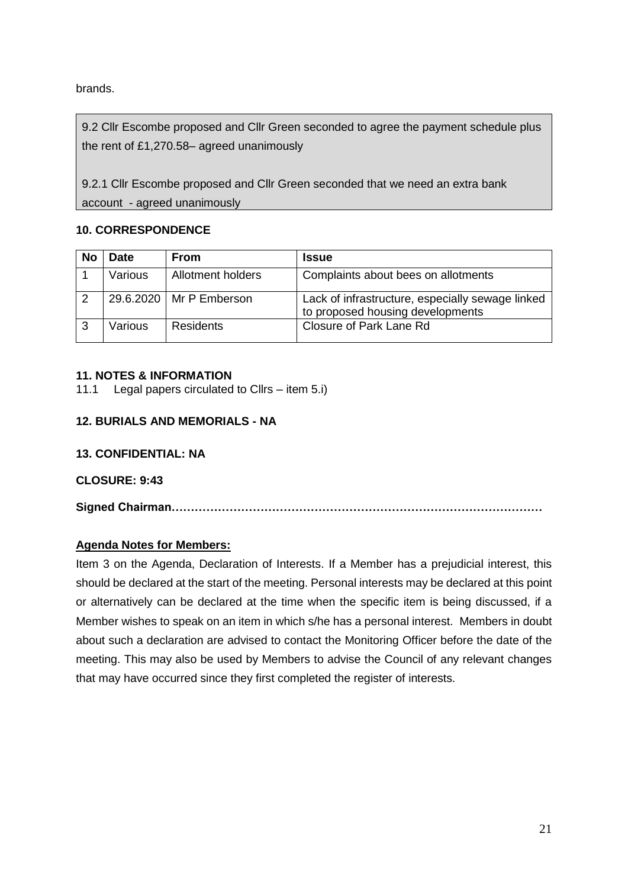brands.

9.2 Cllr Escombe proposed and Cllr Green seconded to agree the payment schedule plus the rent of £1,270.58– agreed unanimously

9.2.1 Cllr Escombe proposed and Cllr Green seconded that we need an extra bank account - agreed unanimously

**10. CORRESPONDENCE**

| No | Date | From | Issue |
|---|---|---|---|
| 1 | Various | Allotment holders | Complaints about bees on allotments |
| 2 | 29.6.2020 | Mr P Emberson | Lack of infrastructure, especially sewage linked to proposed housing developments |
| 3 | Various | Residents | Closure of Park Lane Rd |

**11. NOTES & INFORMATION**

11.1 Legal papers circulated to Cllrs – item 5.i)

**12. BURIALS AND MEMORIALS - NA**

**13. CONFIDENTIAL: NA**

**CLOSURE: 9:43**

**Signed Chairman………………………………………………………………………………**

**Agenda Notes for Members:**

Item 3 on the Agenda, Declaration of Interests. If a Member has a prejudicial interest, this should be declared at the start of the meeting. Personal interests may be declared at this point or alternatively can be declared at the time when the specific item is being discussed, if a Member wishes to speak on an item in which s/he has a personal interest. Members in doubt about such a declaration are advised to contact the Monitoring Officer before the date of the meeting. This may also be used by Members to advise the Council of any relevant changes that may have occurred since they first completed the register of interests.